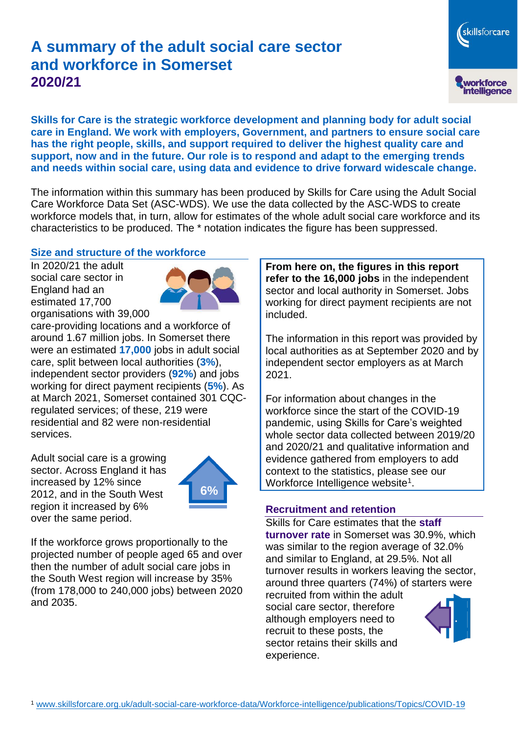# A summary of the adult social care sector and workforce in Somerset

## 2020/21

**Skills for Care is the strategic workforce development and planning body for adult social care in England. We work with employers, Government, and partners to ensure social care has the right people, skills, and support required to deliver the highest quality care and support, now and in the future. Our role is to respond and adapt to the emerging trends and needs within social care, using data and evidence to drive forward widescale change.**

The information within this summary has been produced by Skills for Care using the Adult Social Care Workforce Data Set (ASC-WDS). We use the data collected by the ASC-WDS to create workforce models that, in turn, allow for estimates of the whole adult social care workforce and its characteristics to be produced. The * notation indicates the figure has been suppressed.

### Size and structure of the workforce

In 2020/21 the adult social care sector in England had an estimated 17,700 organisations with 39,000 care-providing locations and a workforce of around 1.67 million jobs. In Somerset there were an estimated **17,000** jobs in adult social care, split between local authorities (**3%**), independent sector providers (**92%**) and jobs working for direct payment recipients (**5%**). As at March 2021, Somerset contained 301 CQC-regulated services; of these, 219 were residential and 82 were non-residential services.

Adult social care is a growing sector. Across England it has increased by 12% since 2012, and in the South West region it increased by 6% over the same period.

6%

If the workforce grows proportionally to the projected number of people aged 65 and over then the number of adult social care jobs in the South West region will increase by 35% (from 178,000 to 240,000 jobs) between 2020 and 2035.

**From here on, the figures in this report refer to the 16,000 jobs** in the independent sector and local authority in Somerset. Jobs working for direct payment recipients are not included.

The information in this report was provided by local authorities as at September 2020 and by independent sector employers as at March 2021.

For information about changes in the workforce since the start of the COVID-19 pandemic, using Skills for Care's weighted whole sector data collected between 2019/20 and 2020/21 and qualitative information and evidence gathered from employers to add context to the statistics, please see our Workforce Intelligence website[1].

### Recruitment and retention

Skills for Care estimates that the **staff turnover rate** in Somerset was 30.9%, which was similar to the region average of 32.0% and similar to England, at 29.5%. Not all turnover results in workers leaving the sector, around three quarters (74%) of starters were recruited from within the adult social care sector, therefore although employers need to recruit to these posts, the sector retains their skills and experience.

[1] www.skillsforcare.org.uk/adult-social-care-workforce-data/Workforce-intelligence/publications/Topics/COVID-19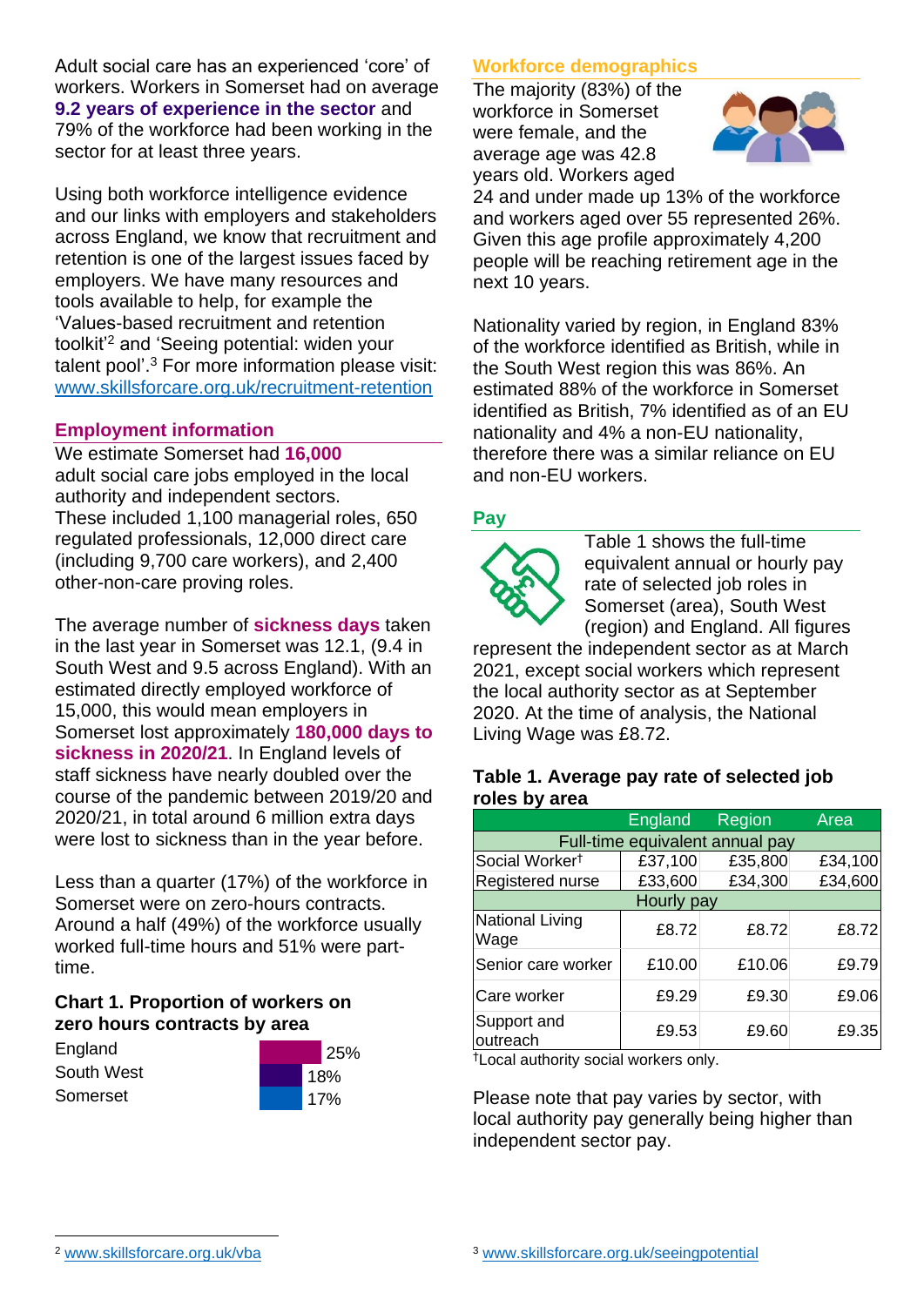Adult social care has an experienced 'core' of workers. Workers in Somerset had on average **9.2 years of experience in the sector** and 79% of the workforce had been working in the sector for at least three years.

Using both workforce intelligence evidence and our links with employers and stakeholders across England, we know that recruitment and retention is one of the largest issues faced by employers. We have many resources and tools available to help, for example the 'Values-based recruitment and retention toolkit'[2] and 'Seeing potential: widen your talent pool'.[3] For more information please visit: www.skillsforcare.org.uk/recruitment-retention

## Employment information

We estimate Somerset had **16,000** adult social care jobs employed in the local authority and independent sectors. These included 1,100 managerial roles, 650 regulated professionals, 12,000 direct care (including 9,700 care workers), and 2,400 other-non-care proving roles.

The average number of **sickness days** taken in the last year in Somerset was 12.1, (9.4 in South West and 9.5 across England). With an estimated directly employed workforce of 15,000, this would mean employers in Somerset lost approximately **180,000 days to sickness in 2020/21**. In England levels of staff sickness have nearly doubled over the course of the pandemic between 2019/20 and 2020/21, in total around 6 million extra days were lost to sickness than in the year before.

Less than a quarter (17%) of the workforce in Somerset were on zero-hours contracts. Around a half (49%) of the workforce usually worked full-time hours and 51% were part-time.

### Chart 1. Proportion of workers on zero hours contracts by area

| Area | Proportion |
|---|---|
| England | 25% |
| South West | 18% |
| Somerset | 17% |

## Workforce demographics

The majority (83%) of the workforce in Somerset were female, and the average age was 42.8 years old. Workers aged 24 and under made up 13% of the workforce and workers aged over 55 represented 26%. Given this age profile approximately 4,200 people will be reaching retirement age in the next 10 years.

Nationality varied by region, in England 83% of the workforce identified as British, while in the South West region this was 86%. An estimated 88% of the workforce in Somerset identified as British, 7% identified as of an EU nationality and 4% a non-EU nationality, therefore there was a similar reliance on EU and non-EU workers.

## Pay

Table 1 shows the full-time equivalent annual or hourly pay rate of selected job roles in Somerset (area), South West (region) and England. All figures represent the independent sector as at March 2021, except social workers which represent the local authority sector as at September 2020. At the time of analysis, the National Living Wage was £8.72.

### Table 1. Average pay rate of selected job roles by area

| | England | Region | Area |
|---|---|---|---|
| **Full-time equivalent annual pay** | | | |
| Social Worker† | £37,100 | £35,800 | £34,100 |
| Registered nurse | £33,600 | £34,300 | £34,600 |
| **Hourly pay** | | | |
| National Living Wage | £8.72 | £8.72 | £8.72 |
| Senior care worker | £10.00 | £10.06 | £9.79 |
| Care worker | £9.29 | £9.30 | £9.06 |
| Support and outreach | £9.53 | £9.60 | £9.35 |

†Local authority social workers only.

Please note that pay varies by sector, with local authority pay generally being higher than independent sector pay.

[2] www.skillsforcare.org.uk/vba

[3] www.skillsforcare.org.uk/seeingpotential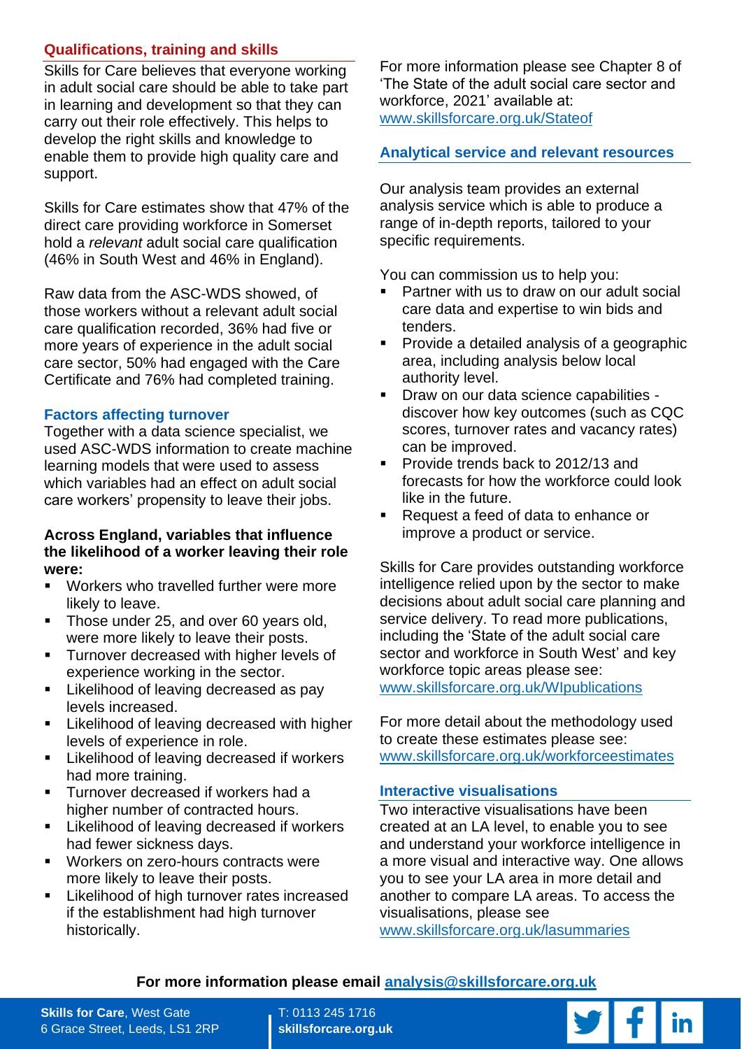## Qualifications, training and skills

Skills for Care believes that everyone working in adult social care should be able to take part in learning and development so that they can carry out their role effectively. This helps to develop the right skills and knowledge to enable them to provide high quality care and support.

Skills for Care estimates show that 47% of the direct care providing workforce in Somerset hold a *relevant* adult social care qualification (46% in South West and 46% in England).

Raw data from the ASC-WDS showed, of those workers without a relevant adult social care qualification recorded, 36% had five or more years of experience in the adult social care sector, 50% had engaged with the Care Certificate and 76% had completed training.

## Factors affecting turnover

Together with a data science specialist, we used ASC-WDS information to create machine learning models that were used to assess which variables had an effect on adult social care workers' propensity to leave their jobs.

**Across England, variables that influence the likelihood of a worker leaving their role were:**

- Workers who travelled further were more likely to leave.
- Those under 25, and over 60 years old, were more likely to leave their posts.
- Turnover decreased with higher levels of experience working in the sector.
- Likelihood of leaving decreased as pay levels increased.
- Likelihood of leaving decreased with higher levels of experience in role.
- Likelihood of leaving decreased if workers had more training.
- Turnover decreased if workers had a higher number of contracted hours.
- Likelihood of leaving decreased if workers had fewer sickness days.
- Workers on zero-hours contracts were more likely to leave their posts.
- Likelihood of high turnover rates increased if the establishment had high turnover historically.

For more information please see Chapter 8 of 'The State of the adult social care sector and workforce, 2021' available at: www.skillsforcare.org.uk/Stateof

## Analytical service and relevant resources

Our analysis team provides an external analysis service which is able to produce a range of in-depth reports, tailored to your specific requirements.

You can commission us to help you:

- Partner with us to draw on our adult social care data and expertise to win bids and tenders.
- Provide a detailed analysis of a geographic area, including analysis below local authority level.
- Draw on our data science capabilities - discover how key outcomes (such as CQC scores, turnover rates and vacancy rates) can be improved.
- Provide trends back to 2012/13 and forecasts for how the workforce could look like in the future.
- Request a feed of data to enhance or improve a product or service.

Skills for Care provides outstanding workforce intelligence relied upon by the sector to make decisions about adult social care planning and service delivery. To read more publications, including the 'State of the adult social care sector and workforce in South West' and key workforce topic areas please see: www.skillsforcare.org.uk/WIpublications

For more detail about the methodology used to create these estimates please see: www.skillsforcare.org.uk/workforceestimates

## Interactive visualisations

Two interactive visualisations have been created at an LA level, to enable you to see and understand your workforce intelligence in a more visual and interactive way. One allows you to see your LA area in more detail and another to compare LA areas. To access the visualisations, please see www.skillsforcare.org.uk/lasummaries

**For more information please email analysis@skillsforcare.org.uk**

**Skills for Care**, West Gate
6 Grace Street, Leeds, LS1 2RP

T: 0113 245 1716
**skillsforcare.org.uk**